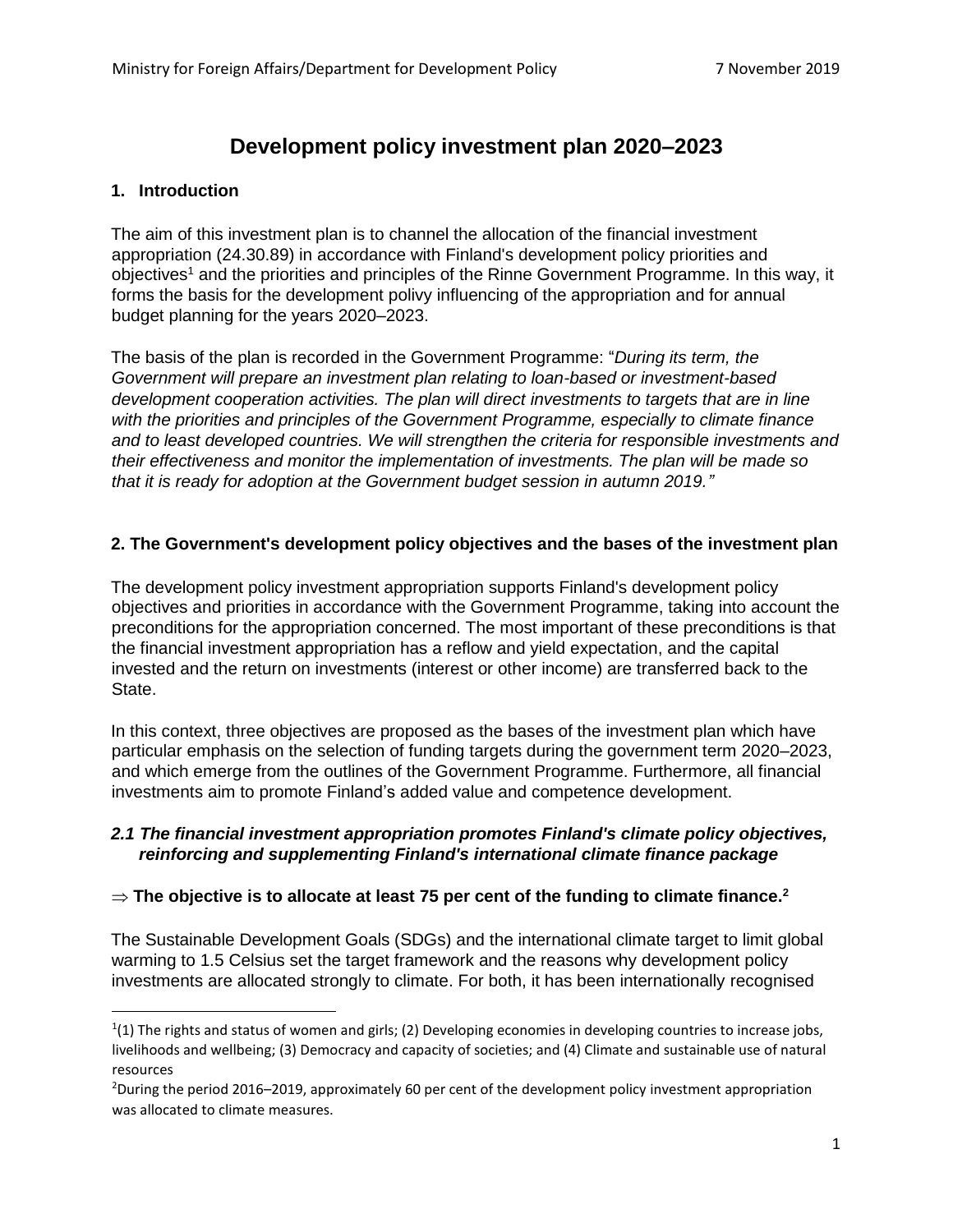# Development policy investment plan 2020–2023

## 1. Introduction

The aim of this investment plan is to channel the allocation of the financial investment appropriation (24.30.89) in accordance with Finland's development policy priorities and objectives[1] and the priorities and principles of the Rinne Government Programme. In this way, it forms the basis for the development polivy influencing of the appropriation and for annual budget planning for the years 2020–2023.

The basis of the plan is recorded in the Government Programme: "*During its term, the Government will prepare an investment plan relating to loan-based or investment-based development cooperation activities. The plan will direct investments to targets that are in line with the priorities and principles of the Government Programme, especially to climate finance and to least developed countries. We will strengthen the criteria for responsible investments and their effectiveness and monitor the implementation of investments. The plan will be made so that it is ready for adoption at the Government budget session in autumn 2019.*"

## 2. The Government's development policy objectives and the bases of the investment plan

The development policy investment appropriation supports Finland's development policy objectives and priorities in accordance with the Government Programme, taking into account the preconditions for the appropriation concerned. The most important of these preconditions is that the financial investment appropriation has a reflow and yield expectation, and the capital invested and the return on investments (interest or other income) are transferred back to the State.

In this context, three objectives are proposed as the bases of the investment plan which have particular emphasis on the selection of funding targets during the government term 2020–2023, and which emerge from the outlines of the Government Programme. Furthermore, all financial investments aim to promote Finland's added value and competence development.

### *2.1 The financial investment appropriation promotes Finland's climate policy objectives, reinforcing and supplementing Finland's international climate finance package*

⇒ **The objective is to allocate at least 75 per cent of the funding to climate finance.[2]**

The Sustainable Development Goals (SDGs) and the international climate target to limit global warming to 1.5 Celsius set the target framework and the reasons why development policy investments are allocated strongly to climate. For both, it has been internationally recognised

---

[1] (1) The rights and status of women and girls; (2) Developing economies in developing countries to increase jobs, livelihoods and wellbeing; (3) Democracy and capacity of societies; and (4) Climate and sustainable use of natural resources

[2] During the period 2016–2019, approximately 60 per cent of the development policy investment appropriation was allocated to climate measures.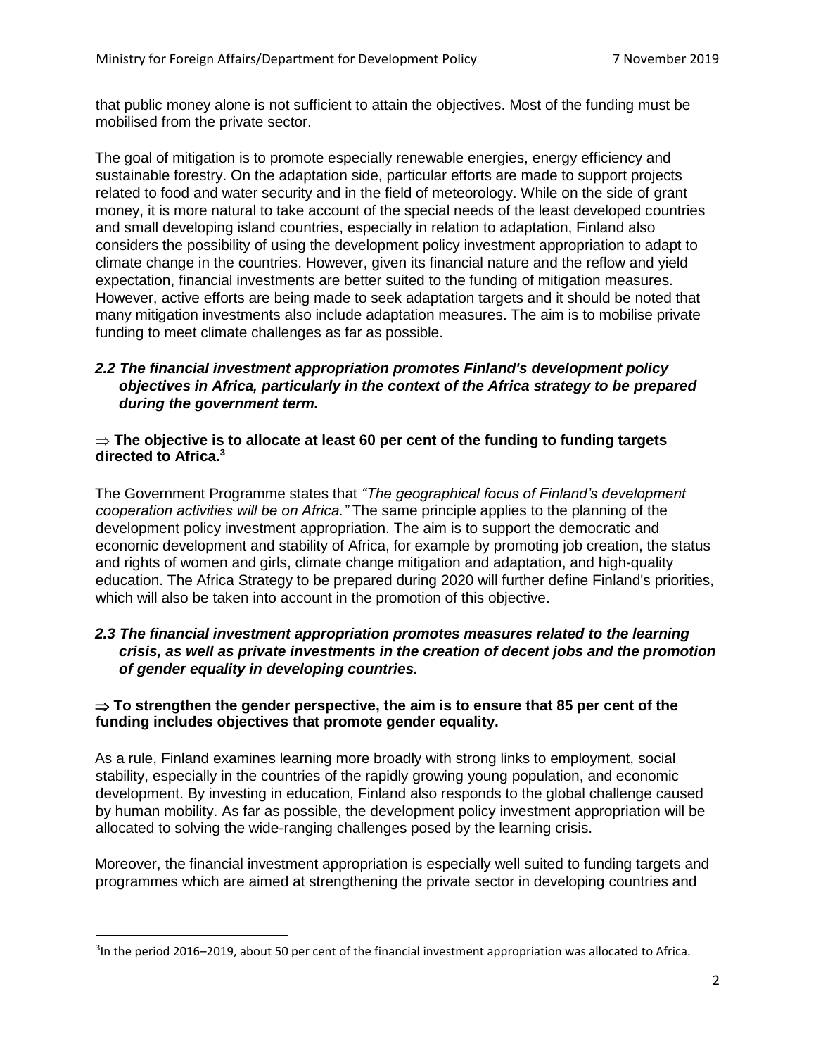that public money alone is not sufficient to attain the objectives. Most of the funding must be mobilised from the private sector.

The goal of mitigation is to promote especially renewable energies, energy efficiency and sustainable forestry. On the adaptation side, particular efforts are made to support projects related to food and water security and in the field of meteorology. While on the side of grant money, it is more natural to take account of the special needs of the least developed countries and small developing island countries, especially in relation to adaptation, Finland also considers the possibility of using the development policy investment appropriation to adapt to climate change in the countries. However, given its financial nature and the reflow and yield expectation, financial investments are better suited to the funding of mitigation measures. However, active efforts are being made to seek adaptation targets and it should be noted that many mitigation investments also include adaptation measures. The aim is to mobilise private funding to meet climate challenges as far as possible.

### *2.2 The financial investment appropriation promotes Finland's development policy objectives in Africa, particularly in the context of the Africa strategy to be prepared during the government term.*

⇒ **The objective is to allocate at least 60 per cent of the funding to funding targets directed to Africa.**[3]

The Government Programme states that *"The geographical focus of Finland's development cooperation activities will be on Africa."* The same principle applies to the planning of the development policy investment appropriation. The aim is to support the democratic and economic development and stability of Africa, for example by promoting job creation, the status and rights of women and girls, climate change mitigation and adaptation, and high-quality education. The Africa Strategy to be prepared during 2020 will further define Finland's priorities, which will also be taken into account in the promotion of this objective.

### *2.3 The financial investment appropriation promotes measures related to the learning crisis, as well as private investments in the creation of decent jobs and the promotion of gender equality in developing countries.*

⇒ **To strengthen the gender perspective, the aim is to ensure that 85 per cent of the funding includes objectives that promote gender equality.**

As a rule, Finland examines learning more broadly with strong links to employment, social stability, especially in the countries of the rapidly growing young population, and economic development. By investing in education, Finland also responds to the global challenge caused by human mobility. As far as possible, the development policy investment appropriation will be allocated to solving the wide-ranging challenges posed by the learning crisis.

Moreover, the financial investment appropriation is especially well suited to funding targets and programmes which are aimed at strengthening the private sector in developing countries and

---

[3] In the period 2016–2019, about 50 per cent of the financial investment appropriation was allocated to Africa.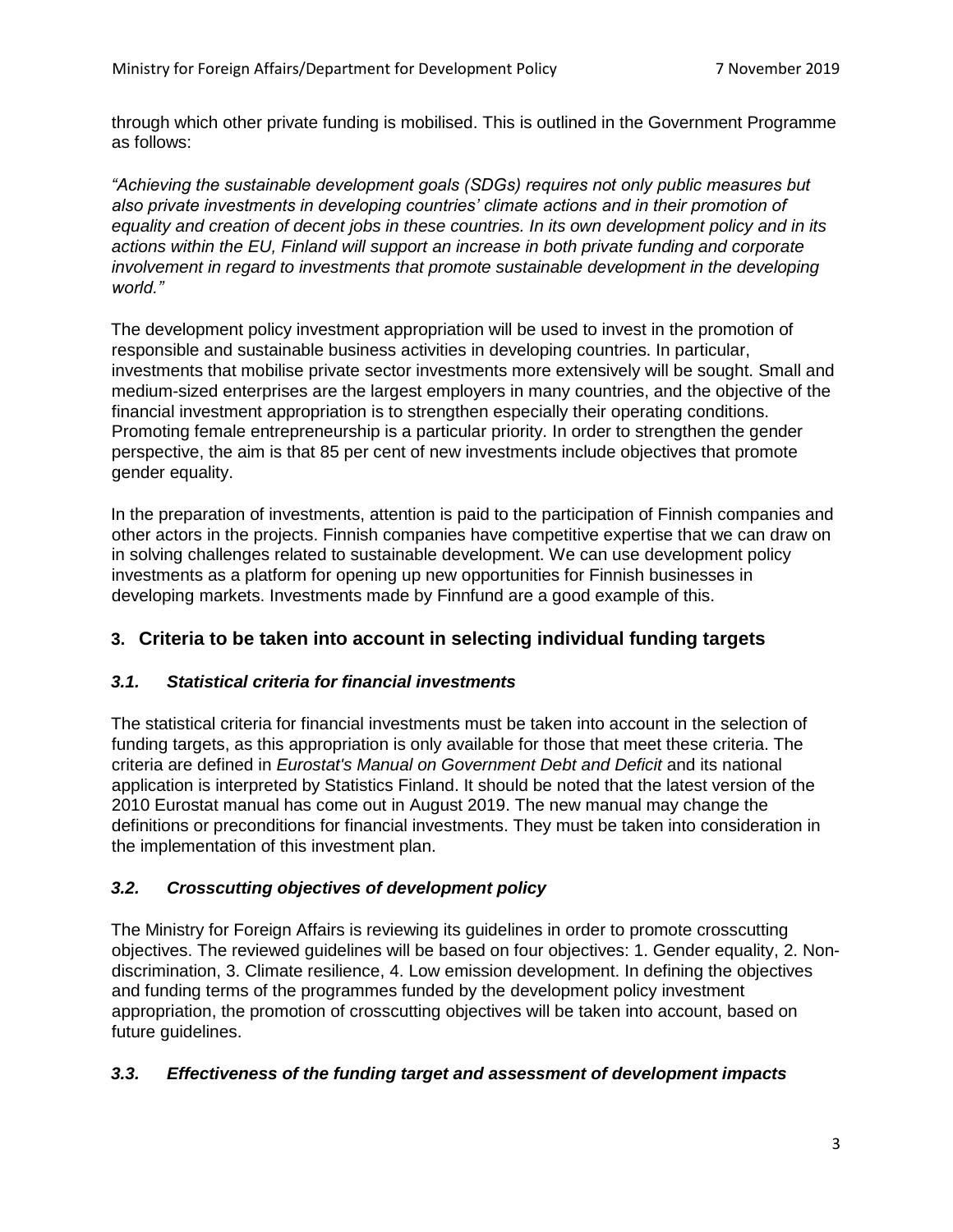through which other private funding is mobilised. This is outlined in the Government Programme as follows:

*"Achieving the sustainable development goals (SDGs) requires not only public measures but also private investments in developing countries' climate actions and in their promotion of equality and creation of decent jobs in these countries. In its own development policy and in its actions within the EU, Finland will support an increase in both private funding and corporate involvement in regard to investments that promote sustainable development in the developing world."*

The development policy investment appropriation will be used to invest in the promotion of responsible and sustainable business activities in developing countries. In particular, investments that mobilise private sector investments more extensively will be sought. Small and medium-sized enterprises are the largest employers in many countries, and the objective of the financial investment appropriation is to strengthen especially their operating conditions. Promoting female entrepreneurship is a particular priority. In order to strengthen the gender perspective, the aim is that 85 per cent of new investments include objectives that promote gender equality.

In the preparation of investments, attention is paid to the participation of Finnish companies and other actors in the projects. Finnish companies have competitive expertise that we can draw on in solving challenges related to sustainable development. We can use development policy investments as a platform for opening up new opportunities for Finnish businesses in developing markets. Investments made by Finnfund are a good example of this.

## 3. Criteria to be taken into account in selecting individual funding targets

### *3.1. Statistical criteria for financial investments*

The statistical criteria for financial investments must be taken into account in the selection of funding targets, as this appropriation is only available for those that meet these criteria. The criteria are defined in *Eurostat's Manual on Government Debt and Deficit* and its national application is interpreted by Statistics Finland. It should be noted that the latest version of the 2010 Eurostat manual has come out in August 2019. The new manual may change the definitions or preconditions for financial investments. They must be taken into consideration in the implementation of this investment plan.

### *3.2. Crosscutting objectives of development policy*

The Ministry for Foreign Affairs is reviewing its guidelines in order to promote crosscutting objectives. The reviewed guidelines will be based on four objectives: 1. Gender equality, 2. Non-discrimination, 3. Climate resilience, 4. Low emission development. In defining the objectives and funding terms of the programmes funded by the development policy investment appropriation, the promotion of crosscutting objectives will be taken into account, based on future guidelines.

### *3.3. Effectiveness of the funding target and assessment of development impacts*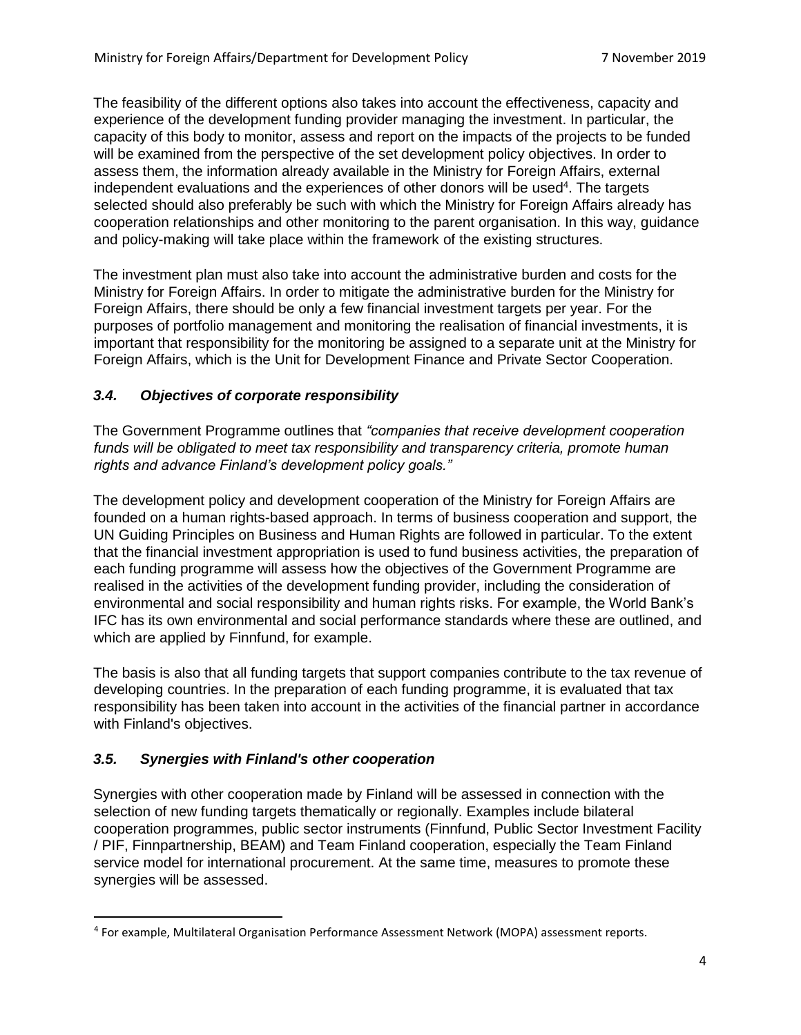The feasibility of the different options also takes into account the effectiveness, capacity and experience of the development funding provider managing the investment. In particular, the capacity of this body to monitor, assess and report on the impacts of the projects to be funded will be examined from the perspective of the set development policy objectives. In order to assess them, the information already available in the Ministry for Foreign Affairs, external independent evaluations and the experiences of other donors will be used[4]. The targets selected should also preferably be such with which the Ministry for Foreign Affairs already has cooperation relationships and other monitoring to the parent organisation. In this way, guidance and policy-making will take place within the framework of the existing structures.

The investment plan must also take into account the administrative burden and costs for the Ministry for Foreign Affairs. In order to mitigate the administrative burden for the Ministry for Foreign Affairs, there should be only a few financial investment targets per year. For the purposes of portfolio management and monitoring the realisation of financial investments, it is important that responsibility for the monitoring be assigned to a separate unit at the Ministry for Foreign Affairs, which is the Unit for Development Finance and Private Sector Cooperation.

### *3.4. Objectives of corporate responsibility*

The Government Programme outlines that *"companies that receive development cooperation funds will be obligated to meet tax responsibility and transparency criteria, promote human rights and advance Finland's development policy goals."*

The development policy and development cooperation of the Ministry for Foreign Affairs are founded on a human rights-based approach. In terms of business cooperation and support, the UN Guiding Principles on Business and Human Rights are followed in particular. To the extent that the financial investment appropriation is used to fund business activities, the preparation of each funding programme will assess how the objectives of the Government Programme are realised in the activities of the development funding provider, including the consideration of environmental and social responsibility and human rights risks. For example, the World Bank's IFC has its own environmental and social performance standards where these are outlined, and which are applied by Finnfund, for example.

The basis is also that all funding targets that support companies contribute to the tax revenue of developing countries. In the preparation of each funding programme, it is evaluated that tax responsibility has been taken into account in the activities of the financial partner in accordance with Finland's objectives.

### *3.5. Synergies with Finland's other cooperation*

Synergies with other cooperation made by Finland will be assessed in connection with the selection of new funding targets thematically or regionally. Examples include bilateral cooperation programmes, public sector instruments (Finnfund, Public Sector Investment Facility / PIF, Finnpartnership, BEAM) and Team Finland cooperation, especially the Team Finland service model for international procurement. At the same time, measures to promote these synergies will be assessed.

---

[4] For example, Multilateral Organisation Performance Assessment Network (MOPA) assessment reports.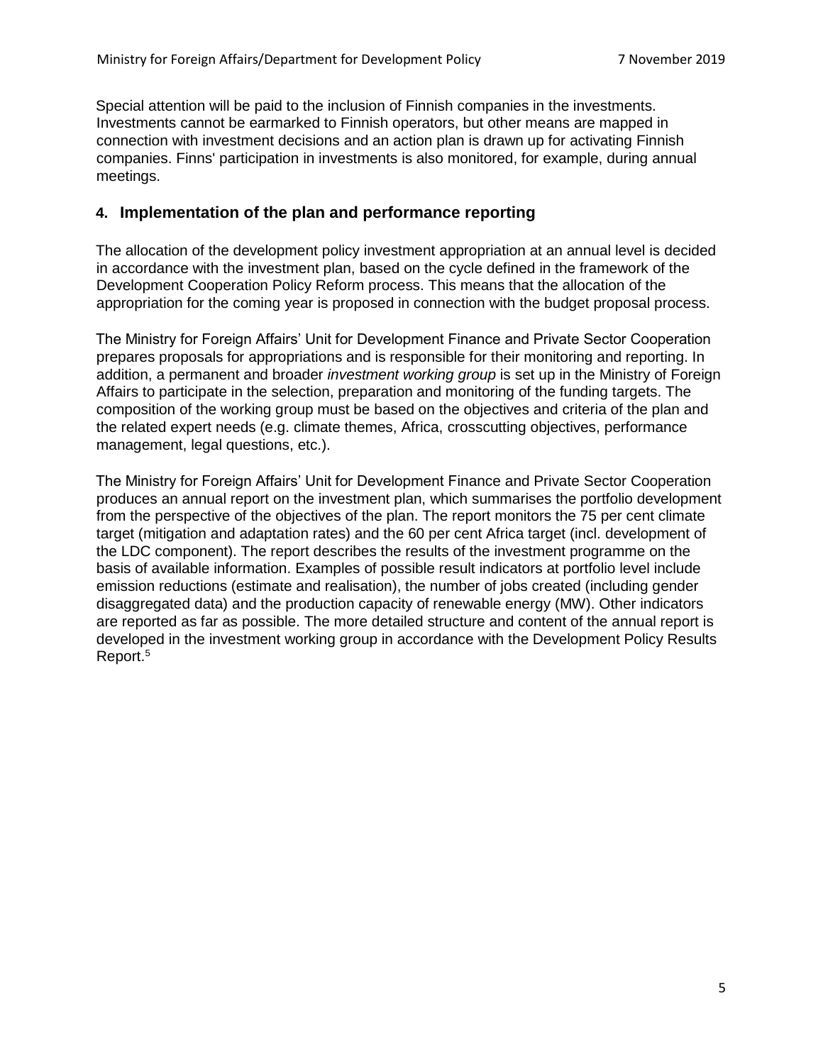Special attention will be paid to the inclusion of Finnish companies in the investments. Investments cannot be earmarked to Finnish operators, but other means are mapped in connection with investment decisions and an action plan is drawn up for activating Finnish companies. Finns' participation in investments is also monitored, for example, during annual meetings.

## 4. Implementation of the plan and performance reporting

The allocation of the development policy investment appropriation at an annual level is decided in accordance with the investment plan, based on the cycle defined in the framework of the Development Cooperation Policy Reform process. This means that the allocation of the appropriation for the coming year is proposed in connection with the budget proposal process.

The Ministry for Foreign Affairs' Unit for Development Finance and Private Sector Cooperation prepares proposals for appropriations and is responsible for their monitoring and reporting. In addition, a permanent and broader *investment working group* is set up in the Ministry of Foreign Affairs to participate in the selection, preparation and monitoring of the funding targets. The composition of the working group must be based on the objectives and criteria of the plan and the related expert needs (e.g. climate themes, Africa, crosscutting objectives, performance management, legal questions, etc.).

The Ministry for Foreign Affairs' Unit for Development Finance and Private Sector Cooperation produces an annual report on the investment plan, which summarises the portfolio development from the perspective of the objectives of the plan. The report monitors the 75 per cent climate target (mitigation and adaptation rates) and the 60 per cent Africa target (incl. development of the LDC component). The report describes the results of the investment programme on the basis of available information. Examples of possible result indicators at portfolio level include emission reductions (estimate and realisation), the number of jobs created (including gender disaggregated data) and the production capacity of renewable energy (MW). Other indicators are reported as far as possible. The more detailed structure and content of the annual report is developed in the investment working group in accordance with the Development Policy Results Report.[5]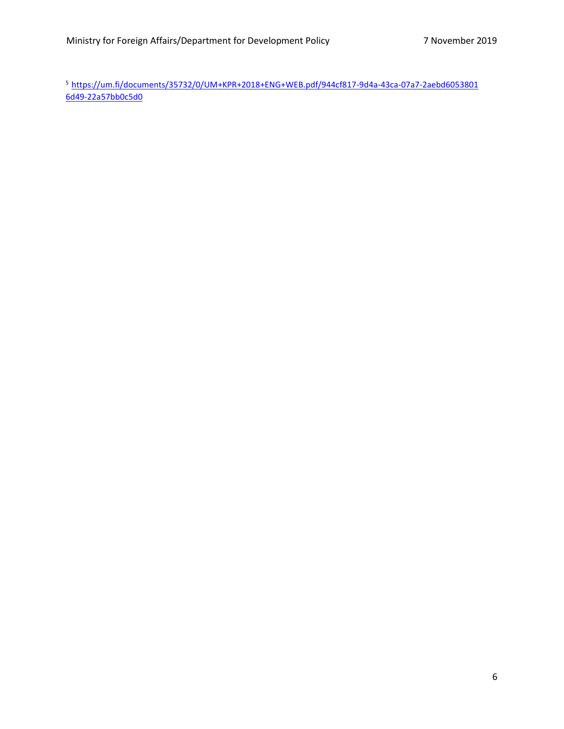[5] https://um.fi/documents/35732/0/UM+KPR+2018+ENG+WEB.pdf/944cf817-9d4a-43ca-07a7-2aebd60538016d49-22a57bb0c5d0